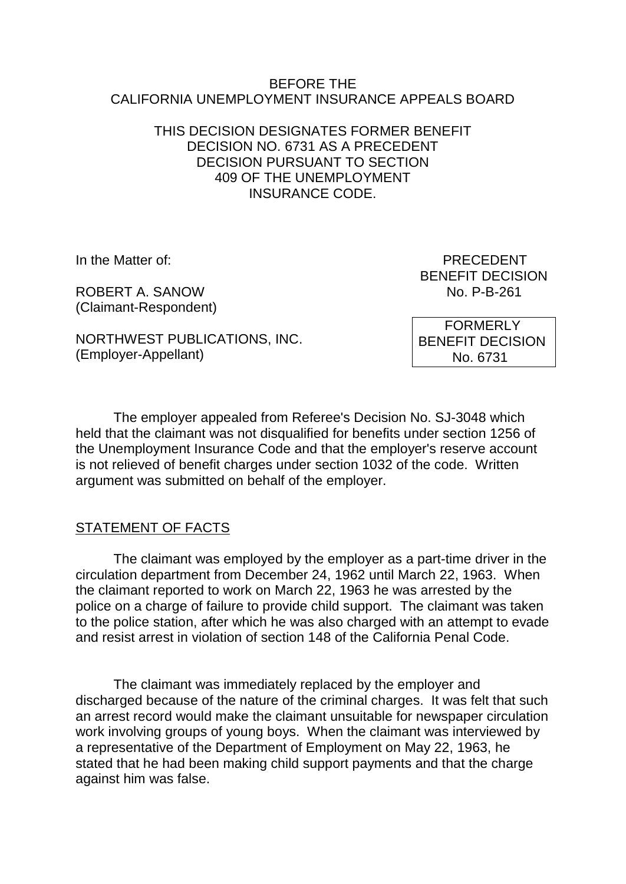BEFORE THE
CALIFORNIA UNEMPLOYMENT INSURANCE APPEALS BOARD

THIS DECISION DESIGNATES FORMER BENEFIT DECISION NO. 6731 AS A PRECEDENT DECISION PURSUANT TO SECTION 409 OF THE UNEMPLOYMENT INSURANCE CODE.

In the Matter of:

ROBERT A. SANOW
(Claimant-Respondent)

NORTHWEST PUBLICATIONS, INC.
(Employer-Appellant)

PRECEDENT
BENEFIT DECISION
No. P-B-261

FORMERLY
BENEFIT DECISION
No. 6731

The employer appealed from Referee's Decision No. SJ-3048 which held that the claimant was not disqualified for benefits under section 1256 of the Unemployment Insurance Code and that the employer's reserve account is not relieved of benefit charges under section 1032 of the code. Written argument was submitted on behalf of the employer.

## STATEMENT OF FACTS

The claimant was employed by the employer as a part-time driver in the circulation department from December 24, 1962 until March 22, 1963. When the claimant reported to work on March 22, 1963 he was arrested by the police on a charge of failure to provide child support. The claimant was taken to the police station, after which he was also charged with an attempt to evade and resist arrest in violation of section 148 of the California Penal Code.

The claimant was immediately replaced by the employer and discharged because of the nature of the criminal charges. It was felt that such an arrest record would make the claimant unsuitable for newspaper circulation work involving groups of young boys. When the claimant was interviewed by a representative of the Department of Employment on May 22, 1963, he stated that he had been making child support payments and that the charge against him was false.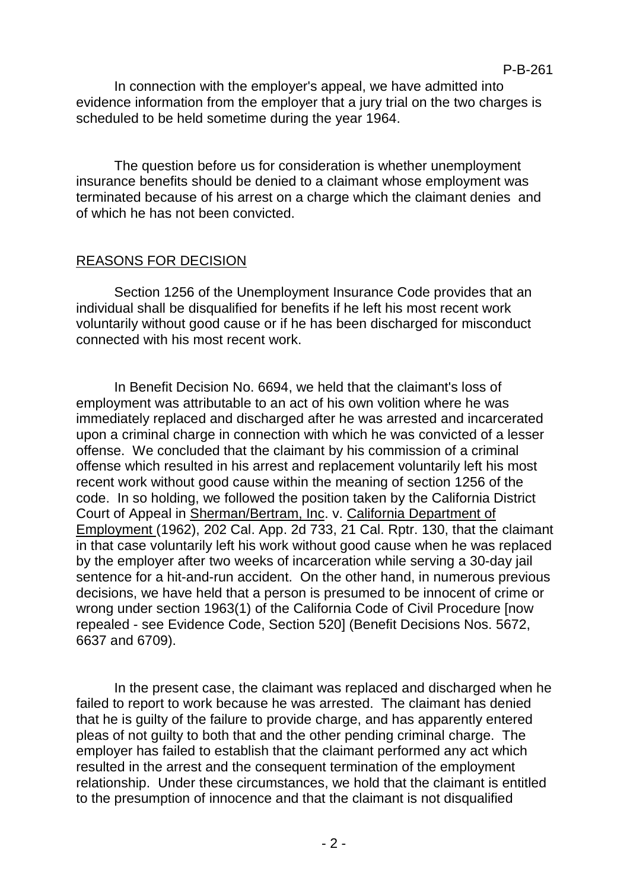In connection with the employer's appeal, we have admitted into evidence information from the employer that a jury trial on the two charges is scheduled to be held sometime during the year 1964.

The question before us for consideration is whether unemployment insurance benefits should be denied to a claimant whose employment was terminated because of his arrest on a charge which the claimant denies and of which he has not been convicted.

## REASONS FOR DECISION

Section 1256 of the Unemployment Insurance Code provides that an individual shall be disqualified for benefits if he left his most recent work voluntarily without good cause or if he has been discharged for misconduct connected with his most recent work.

In Benefit Decision No. 6694, we held that the claimant's loss of employment was attributable to an act of his own volition where he was immediately replaced and discharged after he was arrested and incarcerated upon a criminal charge in connection with which he was convicted of a lesser offense. We concluded that the claimant by his commission of a criminal offense which resulted in his arrest and replacement voluntarily left his most recent work without good cause within the meaning of section 1256 of the code. In so holding, we followed the position taken by the California District Court of Appeal in Sherman/Bertram, Inc. v. California Department of Employment (1962), 202 Cal. App. 2d 733, 21 Cal. Rptr. 130, that the claimant in that case voluntarily left his work without good cause when he was replaced by the employer after two weeks of incarceration while serving a 30-day jail sentence for a hit-and-run accident. On the other hand, in numerous previous decisions, we have held that a person is presumed to be innocent of crime or wrong under section 1963(1) of the California Code of Civil Procedure [now repealed - see Evidence Code, Section 520] (Benefit Decisions Nos. 5672, 6637 and 6709).

In the present case, the claimant was replaced and discharged when he failed to report to work because he was arrested. The claimant has denied that he is guilty of the failure to provide charge, and has apparently entered pleas of not guilty to both that and the other pending criminal charge. The employer has failed to establish that the claimant performed any act which resulted in the arrest and the consequent termination of the employment relationship. Under these circumstances, we hold that the claimant is entitled to the presumption of innocence and that the claimant is not disqualified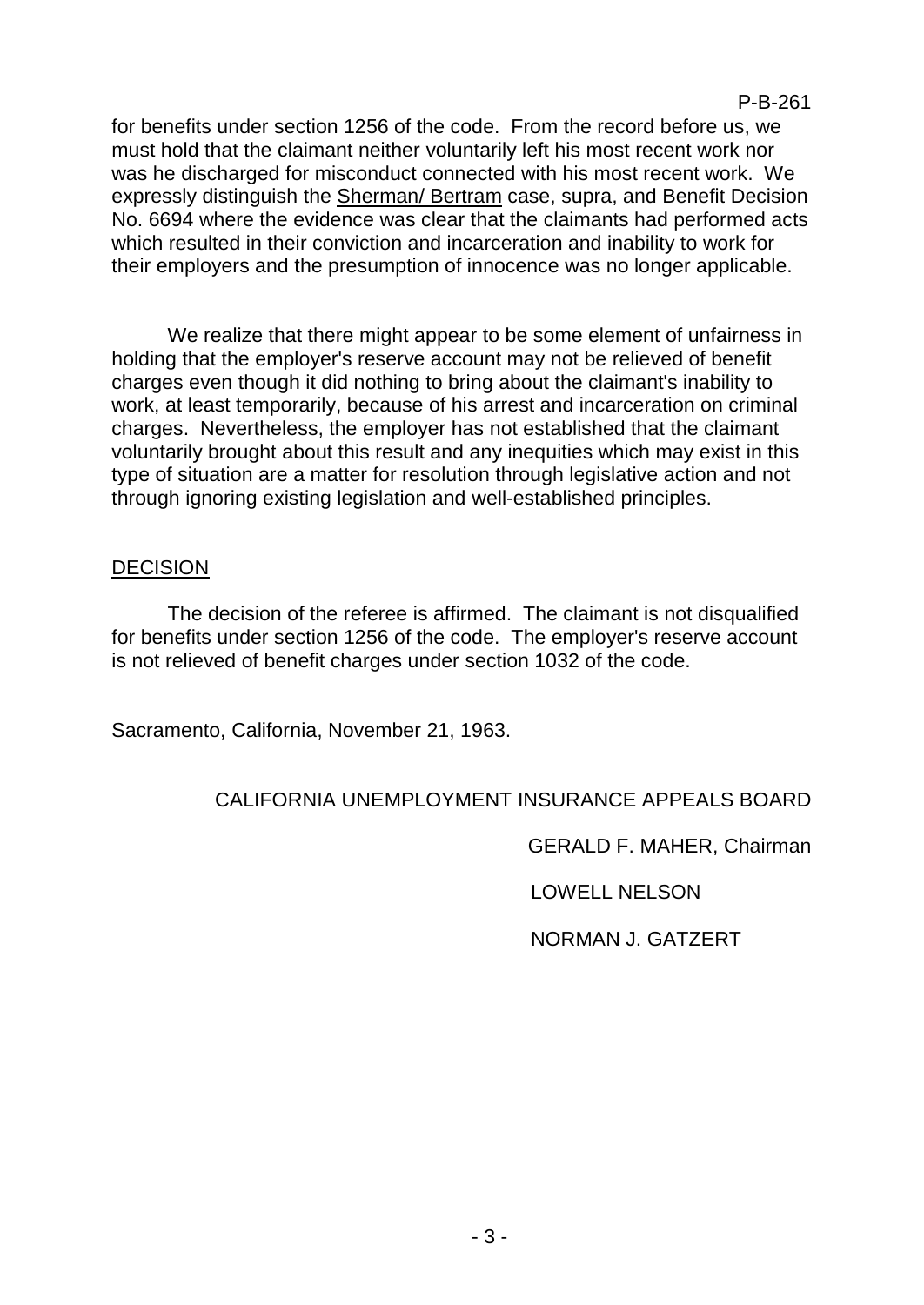for benefits under section 1256 of the code. From the record before us, we must hold that the claimant neither voluntarily left his most recent work nor was he discharged for misconduct connected with his most recent work. We expressly distinguish the Sherman/ Bertram case, supra, and Benefit Decision No. 6694 where the evidence was clear that the claimants had performed acts which resulted in their conviction and incarceration and inability to work for their employers and the presumption of innocence was no longer applicable.

We realize that there might appear to be some element of unfairness in holding that the employer's reserve account may not be relieved of benefit charges even though it did nothing to bring about the claimant's inability to work, at least temporarily, because of his arrest and incarceration on criminal charges. Nevertheless, the employer has not established that the claimant voluntarily brought about this result and any inequities which may exist in this type of situation are a matter for resolution through legislative action and not through ignoring existing legislation and well-established principles.

## DECISION

The decision of the referee is affirmed. The claimant is not disqualified for benefits under section 1256 of the code. The employer's reserve account is not relieved of benefit charges under section 1032 of the code.

Sacramento, California, November 21, 1963.

CALIFORNIA UNEMPLOYMENT INSURANCE APPEALS BOARD

GERALD F. MAHER, Chairman

LOWELL NELSON

NORMAN J. GATZERT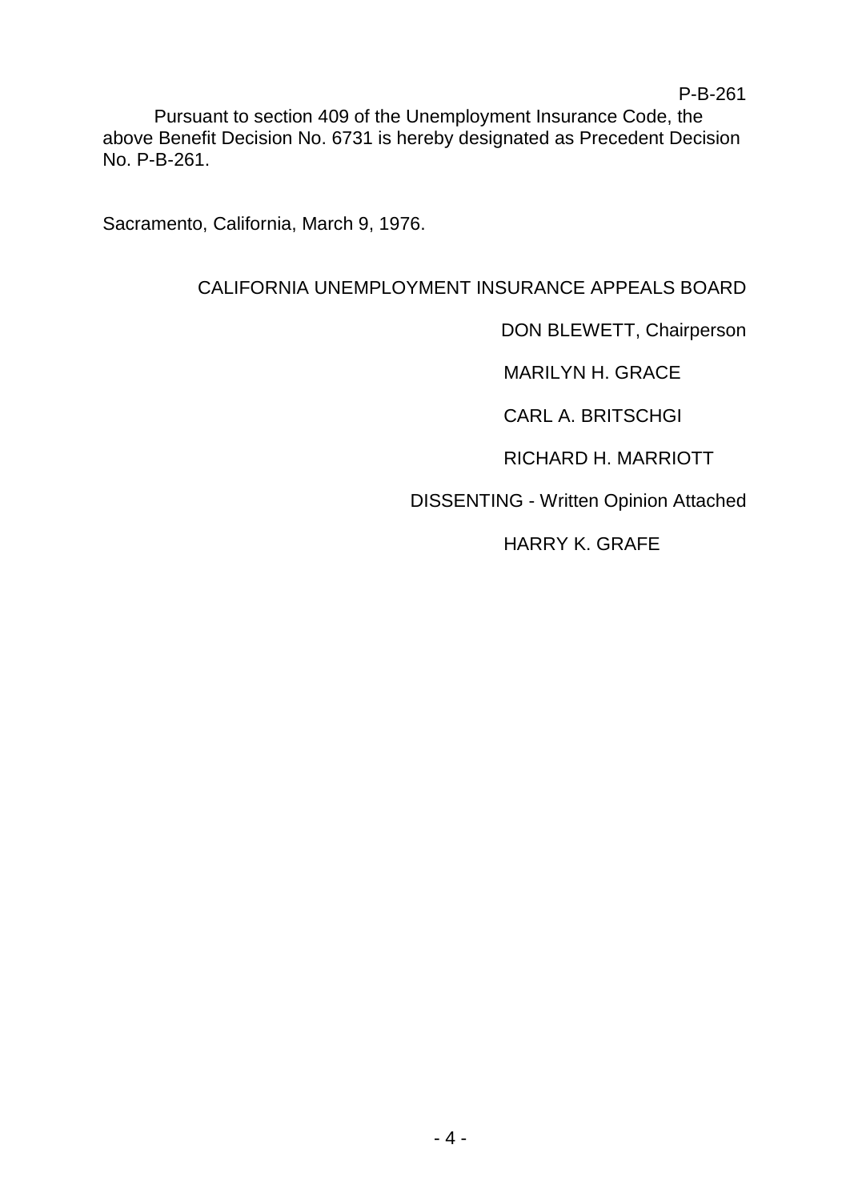Pursuant to section 409 of the Unemployment Insurance Code, the above Benefit Decision No. 6731 is hereby designated as Precedent Decision No. P-B-261.

Sacramento, California, March 9, 1976.

CALIFORNIA UNEMPLOYMENT INSURANCE APPEALS BOARD

DON BLEWETT, Chairperson

MARILYN H. GRACE

CARL A. BRITSCHGI

RICHARD H. MARRIOTT

DISSENTING - Written Opinion Attached

HARRY K. GRAFE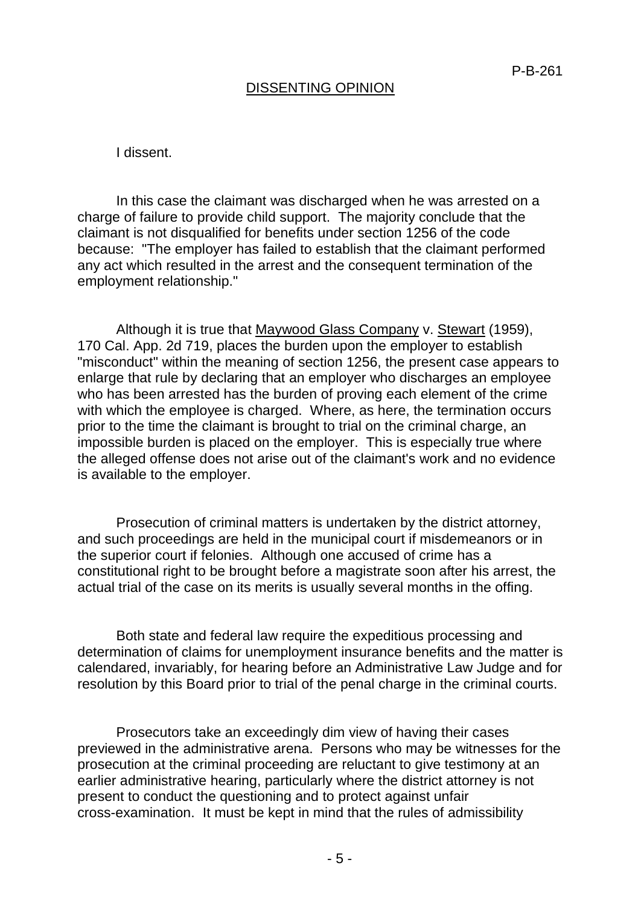## DISSENTING OPINION

I dissent.

In this case the claimant was discharged when he was arrested on a charge of failure to provide child support. The majority conclude that the claimant is not disqualified for benefits under section 1256 of the code because: "The employer has failed to establish that the claimant performed any act which resulted in the arrest and the consequent termination of the employment relationship."

Although it is true that Maywood Glass Company v. Stewart (1959), 170 Cal. App. 2d 719, places the burden upon the employer to establish "misconduct" within the meaning of section 1256, the present case appears to enlarge that rule by declaring that an employer who discharges an employee who has been arrested has the burden of proving each element of the crime with which the employee is charged. Where, as here, the termination occurs prior to the time the claimant is brought to trial on the criminal charge, an impossible burden is placed on the employer. This is especially true where the alleged offense does not arise out of the claimant's work and no evidence is available to the employer.

Prosecution of criminal matters is undertaken by the district attorney, and such proceedings are held in the municipal court if misdemeanors or in the superior court if felonies. Although one accused of crime has a constitutional right to be brought before a magistrate soon after his arrest, the actual trial of the case on its merits is usually several months in the offing.

Both state and federal law require the expeditious processing and determination of claims for unemployment insurance benefits and the matter is calendared, invariably, for hearing before an Administrative Law Judge and for resolution by this Board prior to trial of the penal charge in the criminal courts.

Prosecutors take an exceedingly dim view of having their cases previewed in the administrative arena. Persons who may be witnesses for the prosecution at the criminal proceeding are reluctant to give testimony at an earlier administrative hearing, particularly where the district attorney is not present to conduct the questioning and to protect against unfair cross-examination. It must be kept in mind that the rules of admissibility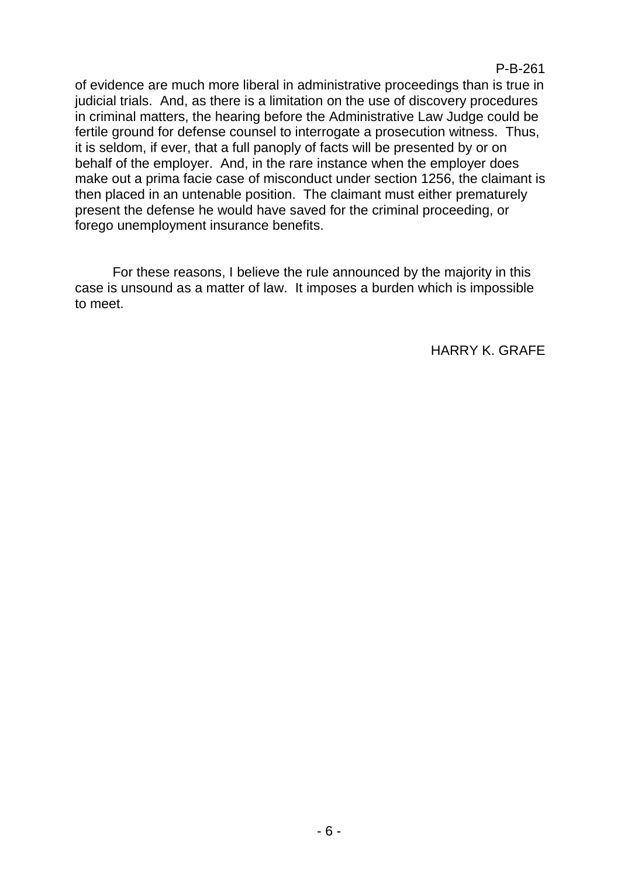of evidence are much more liberal in administrative proceedings than is true in judicial trials. And, as there is a limitation on the use of discovery procedures in criminal matters, the hearing before the Administrative Law Judge could be fertile ground for defense counsel to interrogate a prosecution witness. Thus, it is seldom, if ever, that a full panoply of facts will be presented by or on behalf of the employer. And, in the rare instance when the employer does make out a prima facie case of misconduct under section 1256, the claimant is then placed in an untenable position. The claimant must either prematurely present the defense he would have saved for the criminal proceeding, or forego unemployment insurance benefits.

For these reasons, I believe the rule announced by the majority in this case is unsound as a matter of law. It imposes a burden which is impossible to meet.

HARRY K. GRAFE